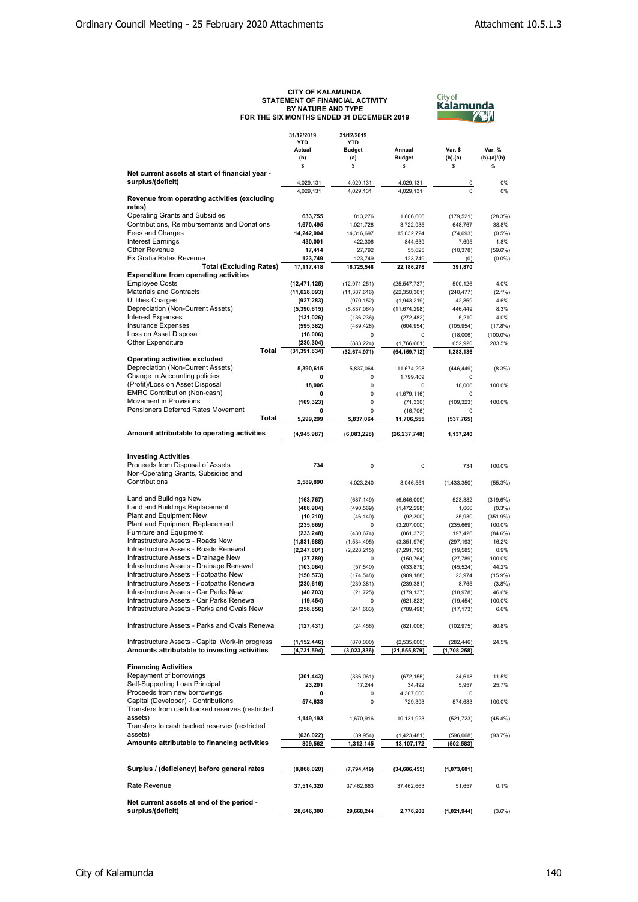**CITY OF KALAMUNDA**
**STATEMENT OF FINANCIAL ACTIVITY**
**BY NATURE AND TYPE**
**FOR THE SIX MONTHS ENDED 31 DECEMBER 2019**

| | 31/12/2019 YTD Actual (b) $ | 31/12/2019 YTD Budget (a) $ | Annual Budget $ | Var. $ (b)-(a) $ | Var. % (b)-(a)/(b) % |
|---|---|---|---|---|---|
| **Net current assets at start of financial year - surplus/(deficit)** | 4,029,131 | 4,029,131 | 4,029,131 | 0 | 0% |
| | 4,029,131 | 4,029,131 | 4,029,131 | 0 | 0% |
| **Revenue from operating activities (excluding rates)** | | | | | |
| Operating Grants and Subsidies | **633,755** | 813,276 | 1,606,606 | (179,521) | (28.3%) |
| Contributions, Reimbursements and Donations | **1,670,495** | 1,021,728 | 3,722,935 | 648,767 | 38.8% |
| Fees and Charges | **14,242,004** | 14,316,697 | 15,832,724 | (74,693) | (0.5%) |
| Interest Earnings | **430,001** | 422,306 | 844,639 | 7,695 | 1.8% |
| Other Revenue | **17,414** | 27,792 | 55,625 | (10,378) | (59.6%) |
| Ex Gratia Rates Revenue | **123,749** | 123,749 | 123,749 | (0) | (0.0%) |
| **Total (Excluding Rates)** | **17,117,418** | **16,725,548** | **22,186,278** | **391,870** | |
| **Expenditure from operating activities** | | | | | |
| Employee Costs | **(12,471,125)** | (12,971,251) | (25,547,737) | 500,126 | 4.0% |
| Materials and Contracts | **(11,628,093)** | (11,387,616) | (22,350,361) | (240,477) | (2.1%) |
| Utilities Charges | **(927,283)** | (970,152) | (1,943,219) | 42,869 | 4.6% |
| Depreciation (Non-Current Assets) | **(5,390,615)** | (5,837,064) | (11,674,298) | 446,449 | 8.3% |
| Interest Expenses | **(131,026)** | (136,236) | (272,482) | 5,210 | 4.0% |
| Insurance Expenses | **(595,382)** | (489,428) | (604,954) | (105,954) | (17.8%) |
| Loss on Asset Disposal | **(18,006)** | 0 | 0 | (18,006) | (100.0%) |
| Other Expenditure | **(230,304)** | (883,224) | (1,766,661) | 652,920 | 283.5% |
| **Total** | **(31,391,834)** | **(32,674,971)** | **(64,159,712)** | **1,283,136** | |
| **Operating activities excluded** | | | | | |
| Depreciation (Non-Current Assets) | **5,390,615** | 5,837,064 | 11,674,298 | (446,449) | (8.3%) |
| Change in Accounting policies | **0** | 0 | 1,799,409 | 0 | |
| (Profit)/Loss on Asset Disposal | **18,006** | 0 | 0 | 18,006 | 100.0% |
| EMRC Contribution (Non-cash) | **0** | 0 | (1,679,116) | 0 | |
| Movement in Provisions | **(109,323)** | 0 | (71,330) | (109,323) | 100.0% |
| Pensioners Deferred Rates Movement | **0** | 0 | (16,706) | 0 | |
| **Total** | **5,299,299** | **5,837,064** | **11,706,555** | **(537,765)** | |
| **Amount attributable to operating activities** | **(4,945,987)** | **(6,083,228)** | **(26,237,748)** | **1,137,240** | |
| **Investing Activities** | | | | | |
| Proceeds from Disposal of Assets | **734** | 0 | 0 | 734 | 100.0% |
| Non-Operating Grants, Subsidies and Contributions | **2,589,890** | 4,023,240 | 8,046,551 | (1,433,350) | (55.3%) |
| Land and Buildings New | **(163,767)** | (687,149) | (6,646,009) | 523,382 | (319.6%) |
| Land and Buildings Replacement | **(488,904)** | (490,569) | (1,472,298) | 1,666 | (0.3%) |
| Plant and Equipment New | **(10,210)** | (46,140) | (92,300) | 35,930 | (351.9%) |
| Plant and Equipment Replacement | **(235,669)** | 0 | (3,207,000) | (235,669) | 100.0% |
| Furniture and Equipment | **(233,248)** | (430,674) | (861,372) | 197,426 | (84.6%) |
| Infrastructure Assets - Roads New | **(1,831,688)** | (1,534,495) | (3,351,976) | (297,193) | 16.2% |
| Infrastructure Assets - Roads Renewal | **(2,247,801)** | (2,228,215) | (7,291,799) | (19,585) | 0.9% |
| Infrastructure Assets - Drainage New | **(27,789)** | 0 | (150,764) | (27,789) | 100.0% |
| Infrastructure Assets - Drainage Renewal | **(103,064)** | (57,540) | (433,879) | (45,524) | 44.2% |
| Infrastructure Assets - Footpaths New | **(150,573)** | (174,548) | (909,188) | 23,974 | (15.9%) |
| Infrastructure Assets - Footpaths Renewal | **(230,616)** | (239,381) | (239,381) | 8,765 | (3.8%) |
| Infrastructure Assets - Car Parks New | **(40,703)** | (21,725) | (179,137) | (18,978) | 46.6% |
| Infrastructure Assets - Car Parks Renewal | **(19,454)** | 0 | (621,823) | (19,454) | 100.0% |
| Infrastructure Assets - Parks and Ovals New | **(258,856)** | (241,683) | (789,498) | (17,173) | 6.6% |
| Infrastructure Assets - Parks and Ovals Renewal | **(127,431)** | (24,456) | (821,006) | (102,975) | 80.8% |
| Infrastructure Assets - Capital Work-in progress | **(1,152,446)** | (870,000) | (2,535,000) | (282,446) | 24.5% |
| **Amounts attributable to investing activities** | **(4,731,594)** | **(3,023,336)** | **(21,555,879)** | **(1,708,258)** | |
| **Financing Activities** | | | | | |
| Repayment of borrowings | **(301,443)** | (336,061) | (672,155) | 34,618 | 11.5% |
| Self-Supporting Loan Principal | **23,201** | 17,244 | 34,492 | 5,957 | 25.7% |
| Proceeds from new borrowings | **0** | 0 | 4,307,000 | 0 | |
| Capital (Developer) - Contributions | **574,633** | 0 | 729,393 | 574,633 | 100.0% |
| Transfers from cash backed reserves (restricted assets) | **1,149,193** | 1,670,916 | 10,131,923 | (521,723) | (45.4%) |
| Transfers to cash backed reserves (restricted assets) | **(636,022)** | (39,954) | (1,423,481) | (596,068) | (93.7%) |
| **Amounts attributable to financing activities** | **809,562** | **1,312,145** | **13,107,172** | **(502,583)** | |
| **Surplus / (deficiency) before general rates** | **(8,868,020)** | **(7,794,419)** | **(34,686,455)** | **(1,073,601)** | |
| Rate Revenue | **37,514,320** | 37,462,663 | 37,462,663 | 51,657 | 0.1% |
| **Net current assets at end of the period - surplus/(deficit)** | **28,646,300** | **29,668,244** | **2,776,208** | **(1,021,944)** | (3.6%) |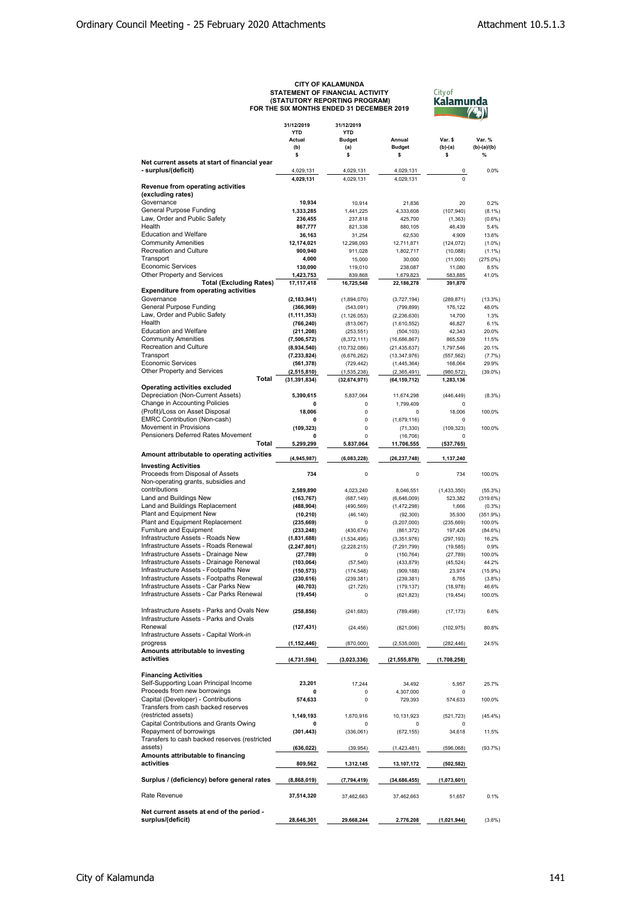# CITY OF KALAMUNDA
## STATEMENT OF FINANCIAL ACTIVITY
## (STATUTORY REPORTING PROGRAM)
## FOR THE SIX MONTHS ENDED 31 DECEMBER 2019

| | 31/12/2019 YTD Actual (b) $ | 31/12/2019 YTD Budget (a) $ | Annual Budget $ | Var. $ (b)-(a) $ | Var. % (b)-(a)/(b) % |
|---|---|---|---|---|---|
| **Net current assets at start of financial year - surplus/(deficit)** | 4,029,131 | 4,029,131 | 4,029,131 | 0 | 0.0% |
| | 4,029,131 | 4,029,131 | 4,029,131 | 0 | |
| **Revenue from operating activities (excluding rates)** | | | | | |
| Governance | **10,934** | 10,914 | 21,836 | 20 | 0.2% |
| General Purpose Funding | **1,333,285** | 1,441,225 | 4,333,608 | (107,940) | (8.1%) |
| Law, Order and Public Safety | **236,455** | 237,818 | 425,700 | (1,363) | (0.6%) |
| Health | **867,777** | 821,338 | 880,105 | 46,439 | 5.4% |
| Education and Welfare | **36,163** | 31,254 | 62,530 | 4,909 | 13.6% |
| Community Amenities | **12,174,021** | 12,298,093 | 12,711,871 | (124,072) | (1.0%) |
| Recreation and Culture | **900,940** | 911,028 | 1,802,717 | (10,088) | (1.1%) |
| Transport | **4,000** | 15,000 | 30,000 | (11,000) | (275.0%) |
| Economic Services | **130,090** | 119,010 | 238,087 | 11,080 | 8.5% |
| Other Property and Services | **1,423,753** | 839,868 | 1,679,823 | 583,885 | 41.0% |
| **Total (Excluding Rates)** | **17,117,418** | 16,725,548 | 22,186,278 | 391,870 | |
| **Expenditure from operating activities** | | | | | |
| Governance | **(2,183,941)** | (1,894,070) | (3,727,194) | (289,871) | (13.3%) |
| General Purpose Funding | **(366,969)** | (543,091) | (799,899) | 176,122 | 48.0% |
| Law, Order and Public Safety | **(1,111,353)** | (1,126,053) | (2,236,630) | 14,700 | 1.3% |
| Health | **(766,240)** | (813,067) | (1,610,552) | 46,827 | 6.1% |
| Education and Welfare | **(211,208)** | (253,551) | (504,103) | 42,343 | 20.0% |
| Community Amenities | **(7,506,572)** | (8,372,111) | (16,686,867) | 865,539 | 11.5% |
| Recreation and Culture | **(8,934,540)** | (10,732,086) | (21,435,637) | 1,797,546 | 20.1% |
| Transport | **(7,233,824)** | (6,676,262) | (13,347,976) | (557,562) | (7.7%) |
| Economic Services | **(561,378)** | (729,442) | (1,445,364) | 168,064 | 29.9% |
| Other Property and Services | **(2,515,810)** | (1,535,238) | (2,365,491) | (980,572) | (39.0%) |
| **Total** | **(31,391,834)** | **(32,674,971)** | **(64,159,712)** | **1,283,136** | |
| **Operating activities excluded** | | | | | |
| Depreciation (Non-Current Assets) | **5,390,615** | 5,837,064 | 11,674,298 | (446,449) | (8.3%) |
| Change in Accounting Policies | **0** | 0 | 1,799,409 | 0 | |
| (Profit)/Loss on Asset Disposal | **18,006** | 0 | 0 | 18,006 | 100.0% |
| EMRC Contribution (Non-cash) | **0** | 0 | (1,679,116) | 0 | |
| Movement in Provisions | **(109,323)** | 0 | (71,330) | (109,323) | 100.0% |
| Pensioners Deferred Rates Movement | **0** | 0 | (16,706) | 0 | |
| **Total** | **5,299,299** | **5,837,064** | **11,706,555** | **(537,765)** | |
| **Amount attributable to operating activities** | **(4,945,987)** | **(6,083,228)** | **(26,237,748)** | **1,137,240** | |
| **Investing Activities** | | | | | |
| Proceeds from Disposal of Assets | **734** | 0 | 0 | 734 | 100.0% |
| Non-operating grants, subsidies and contributions | **2,589,890** | 4,023,240 | 8,046,551 | (1,433,350) | (55.3%) |
| Land and Buildings New | **(163,767)** | (687,149) | (6,646,009) | 523,382 | (319.6%) |
| Land and Buildings Replacement | **(488,904)** | (490,569) | (1,472,298) | 1,666 | (0.3%) |
| Plant and Equipment New | **(10,210)** | (46,140) | (92,300) | 35,930 | (351.9%) |
| Plant and Equipment Replacement | **(235,669)** | 0 | (3,207,000) | (235,669) | 100.0% |
| Furniture and Equipment | **(233,248)** | (430,674) | (861,372) | 197,426 | (84.6%) |
| Infrastructure Assets - Roads New | **(1,831,688)** | (1,534,495) | (3,351,976) | (297,193) | 16.2% |
| Infrastructure Assets - Roads Renewal | **(2,247,801)** | (2,228,215) | (7,291,799) | (19,585) | 0.9% |
| Infrastructure Assets - Drainage New | **(27,789)** | 0 | (150,764) | (27,789) | 100.0% |
| Infrastructure Assets - Drainage Renewal | **(103,064)** | (57,540) | (433,879) | (45,524) | 44.2% |
| Infrastructure Assets - Footpaths New | **(150,573)** | (174,548) | (909,188) | 23,974 | (15.9%) |
| Infrastructure Assets - Footpaths Renewal | **(230,616)** | (239,381) | (239,381) | 8,765 | (3.8%) |
| Infrastructure Assets - Car Parks New | **(40,703)** | (21,725) | (179,137) | (18,978) | 46.6% |
| Infrastructure Assets - Car Parks Renewal | **(19,454)** | 0 | (621,823) | (19,454) | 100.0% |
| Infrastructure Assets - Parks and Ovals New | **(258,856)** | (241,683) | (789,498) | (17,173) | 6.6% |
| Infrastructure Assets - Parks and Ovals Renewal | **(127,431)** | (24,456) | (821,006) | (102,975) | 80.8% |
| Infrastructure Assets - Capital Work-in progress | **(1,152,446)** | (870,000) | (2,535,000) | (282,446) | 24.5% |
| **Amounts attributable to investing activities** | **(4,731,594)** | **(3,023,336)** | **(21,555,879)** | **(1,708,258)** | |
| **Financing Activities** | | | | | |
| Self-Supporting Loan Principal Income | **23,201** | 17,244 | 34,492 | 5,957 | 25.7% |
| Proceeds from new borrowings | **0** | 0 | 4,307,000 | 0 | |
| Capital (Developer) - Contributions | **574,633** | 0 | 729,393 | 574,633 | 100.0% |
| Transfers from cash backed reserves (restricted assets) | **1,149,193** | 1,670,916 | 10,131,923 | (521,723) | (45.4%) |
| Capital Contributions and Grants Owing | **0** | 0 | 0 | 0 | |
| Repayment of borrowings | **(301,443)** | (336,061) | (672,155) | 34,618 | 11.5% |
| Transfers to cash backed reserves (restricted assets) | **(636,022)** | (39,954) | (1,423,481) | (596,068) | (93.7%) |
| **Amounts attributable to financing activities** | **809,562** | **1,312,145** | **13,107,172** | **(502,582)** | |
| **Surplus / (deficiency) before general rates** | **(8,868,019)** | **(7,794,419)** | **(34,686,455)** | **(1,073,601)** | |
| Rate Revenue | **37,514,320** | 37,462,663 | 37,462,663 | 51,657 | 0.1% |
| **Net current assets at end of the period - surplus/(deficit)** | **28,646,301** | **29,668,244** | **2,776,208** | **(1,021,944)** | (3.6%) |